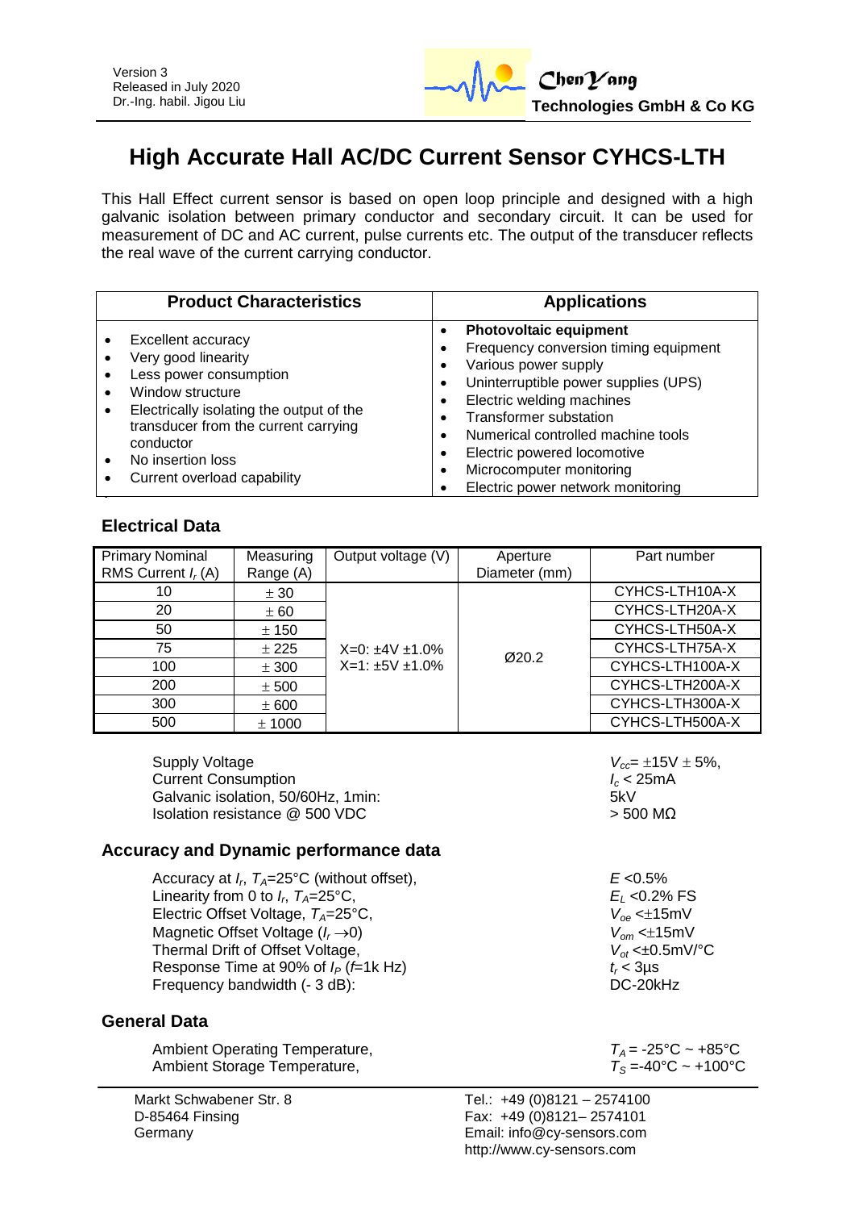Version 3
Released in July 2020
Dr.-Ing. habil. Jigou Liu

ChenYang
Technologies GmbH & Co KG

# High Accurate Hall AC/DC Current Sensor CYHCS-LTH

This Hall Effect current sensor is based on open loop principle and designed with a high galvanic isolation between primary conductor and secondary circuit. It can be used for measurement of DC and AC current, pulse currents etc. The output of the transducer reflects the real wave of the current carrying conductor.

| Product Characteristics | Applications |
|---|---|
| • Excellent accuracy<br>• Very good linearity<br>• Less power consumption<br>• Window structure<br>• Electrically isolating the output of the transducer from the current carrying conductor<br>• No insertion loss<br>• Current overload capability | • **Photovoltaic equipment**<br>• Frequency conversion timing equipment<br>• Various power supply<br>• Uninterruptible power supplies (UPS)<br>• Electric welding machines<br>• Transformer substation<br>• Numerical controlled machine tools<br>• Electric powered locomotive<br>• Microcomputer monitoring<br>• Electric power network monitoring |

## Electrical Data

| Primary Nominal RMS Current $I_r$ (A) | Measuring Range (A) | Output voltage (V) | Aperture Diameter (mm) | Part number |
|---|---|---|---|---|
| 10 | ± 30 | X=0: ±4V ±1.0%<br>X=1: ±5V ±1.0% | Ø20.2 | CYHCS-LTH10A-X |
| 20 | ± 60 | | | CYHCS-LTH20A-X |
| 50 | ± 150 | | | CYHCS-LTH50A-X |
| 75 | ± 225 | | | CYHCS-LTH75A-X |
| 100 | ± 300 | | | CYHCS-LTH100A-X |
| 200 | ± 500 | | | CYHCS-LTH200A-X |
| 300 | ± 600 | | | CYHCS-LTH300A-X |
| 500 | ± 1000 | | | CYHCS-LTH500A-X |

| | |
|---|---|
| Supply Voltage | $V_{cc}$= ±15V ± 5%, |
| Current Consumption | $I_c$ < 25mA |
| Galvanic isolation, 50/60Hz, 1min: | 5kV |
| Isolation resistance @ 500 VDC | > 500 MΩ |

## Accuracy and Dynamic performance data

| | |
|---|---|
| Accuracy at $I_r$, $T_A$=25°C (without offset), | $E$ <0.5% |
| Linearity from 0 to $I_r$, $T_A$=25°C, | $E_L$ <0.2% FS |
| Electric Offset Voltage, $T_A$=25°C, | $V_{oe}$ <±15mV |
| Magnetic Offset Voltage ($I_r \rightarrow 0$) | $V_{om}$ <±15mV |
| Thermal Drift of Offset Voltage, | $V_{ot}$ <±0.5mV/°C |
| Response Time at 90% of $I_P$ ($f$=1k Hz) | $t_r$ < 3µs |
| Frequency bandwidth (- 3 dB): | DC-20kHz |

## General Data

| | |
|---|---|
| Ambient Operating Temperature, | $T_A$ = -25°C ~ +85°C |
| Ambient Storage Temperature, | $T_S$ =-40°C ~ +100°C |

Markt Schwabener Str. 8
D-85464 Finsing
Germany

Tel.: +49 (0)8121 – 2574100
Fax: +49 (0)8121– 2574101
Email: info@cy-sensors.com
http://www.cy-sensors.com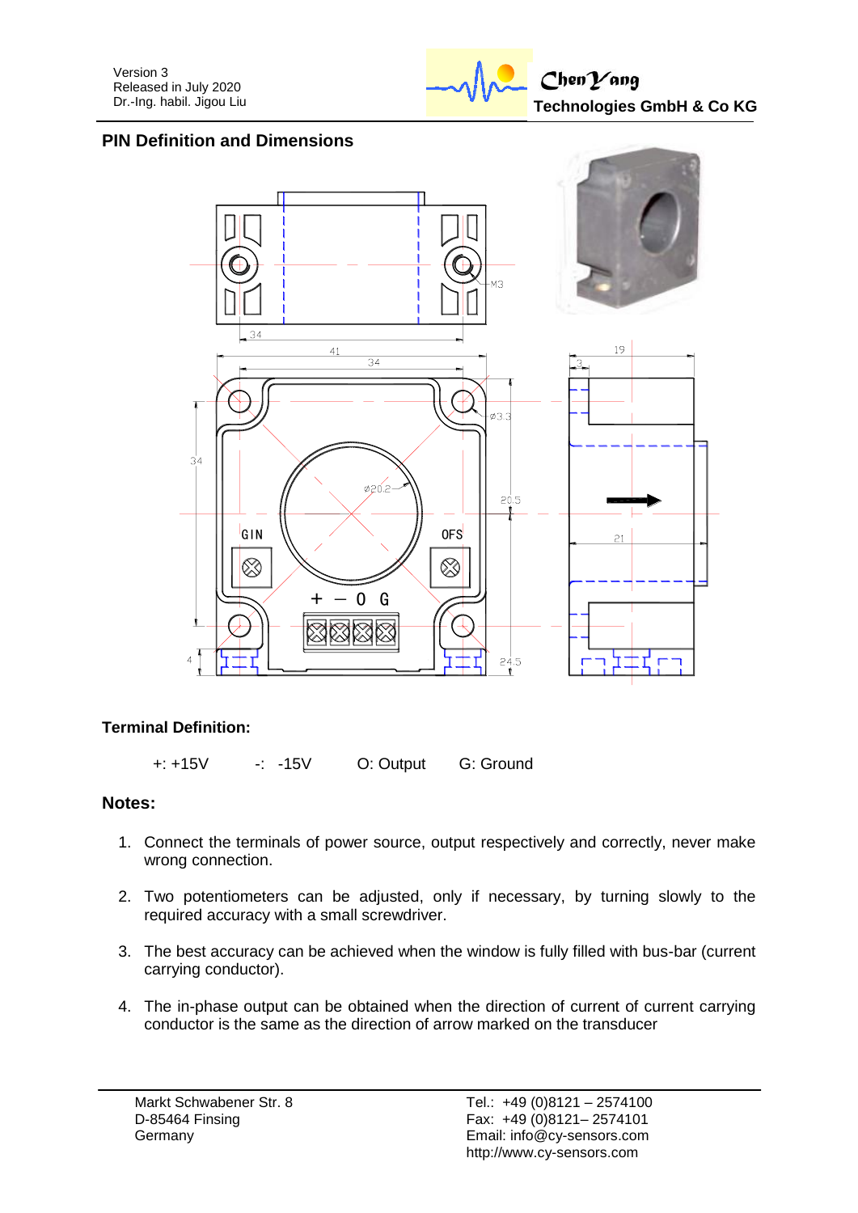## PIN Definition and Dimensions

M3

34

41

34

19

3

Ø3.3

34

Ø20.2

20.5

21

GIN

OFS

+ — O G

4

24.5

**Terminal Definition:**

+: +15V  -: -15V  O: Output  G: Ground

### Notes:

1. Connect the terminals of power source, output respectively and correctly, never make wrong connection.
2. Two potentiometers can be adjusted, only if necessary, by turning slowly to the required accuracy with a small screwdriver.
3. The best accuracy can be achieved when the window is fully filled with bus-bar (current carrying conductor).
4. The in-phase output can be obtained when the direction of current of current carrying conductor is the same as the direction of arrow marked on the transducer